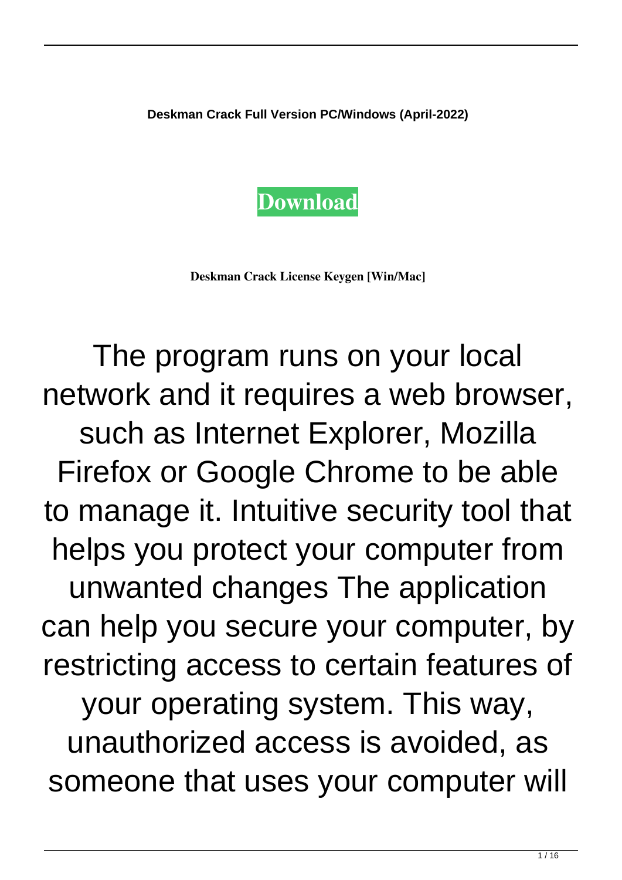**Deskman Crack Full Version PC/Windows (April-2022)**

**Download**

**Deskman Crack License Keygen [Win/Mac]**

The program runs on your local network and it requires a web browser, such as Internet Explorer, Mozilla Firefox or Google Chrome to be able to manage it. Intuitive security tool that helps you protect your computer from unwanted changes The application can help you secure your computer, by restricting access to certain features of your operating system. This way, unauthorized access is avoided, as someone that uses your computer will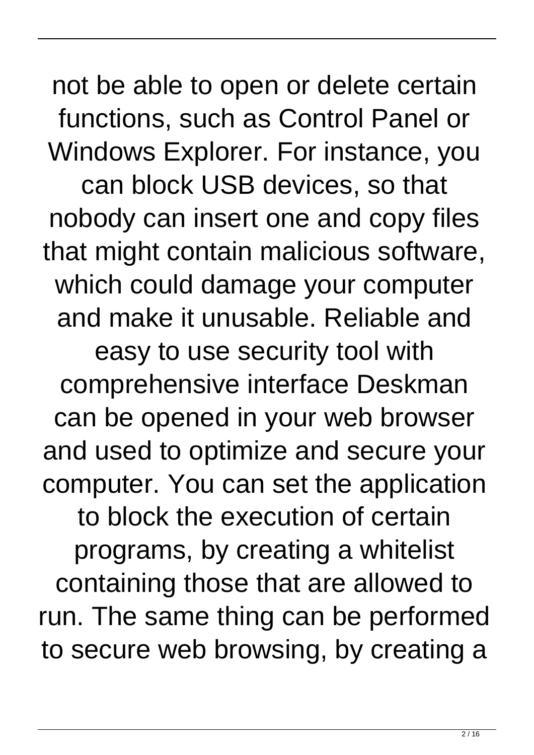not be able to open or delete certain functions, such as Control Panel or Windows Explorer. For instance, you can block USB devices, so that nobody can insert one and copy files that might contain malicious software, which could damage your computer and make it unusable. Reliable and easy to use security tool with comprehensive interface Deskman can be opened in your web browser and used to optimize and secure your computer. You can set the application to block the execution of certain programs, by creating a whitelist containing those that are allowed to run. The same thing can be performed to secure web browsing, by creating a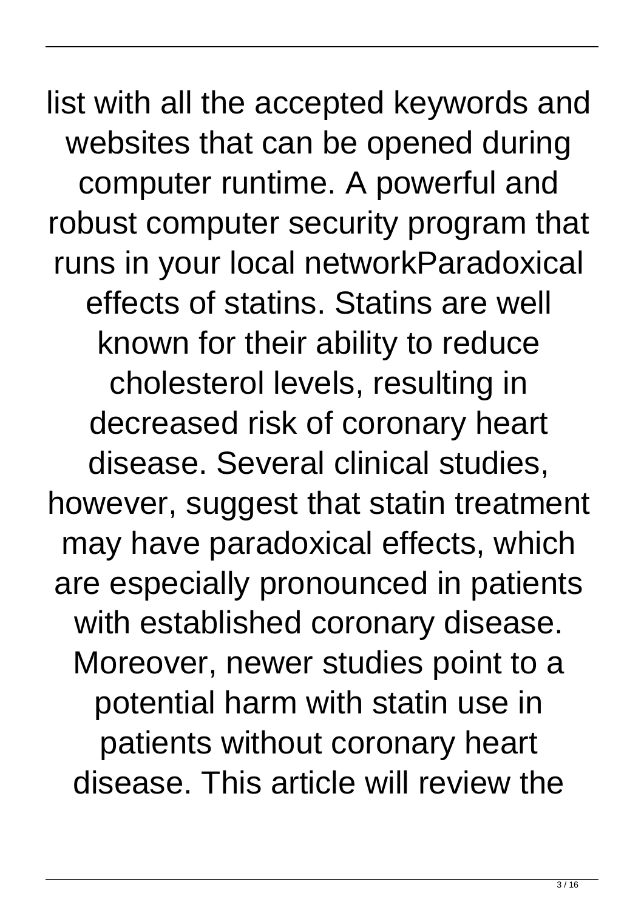list with all the accepted keywords and websites that can be opened during computer runtime. A powerful and robust computer security program that runs in your local networkParadoxical effects of statins. Statins are well known for their ability to reduce cholesterol levels, resulting in decreased risk of coronary heart disease. Several clinical studies, however, suggest that statin treatment may have paradoxical effects, which are especially pronounced in patients with established coronary disease. Moreover, newer studies point to a potential harm with statin use in patients without coronary heart disease. This article will review the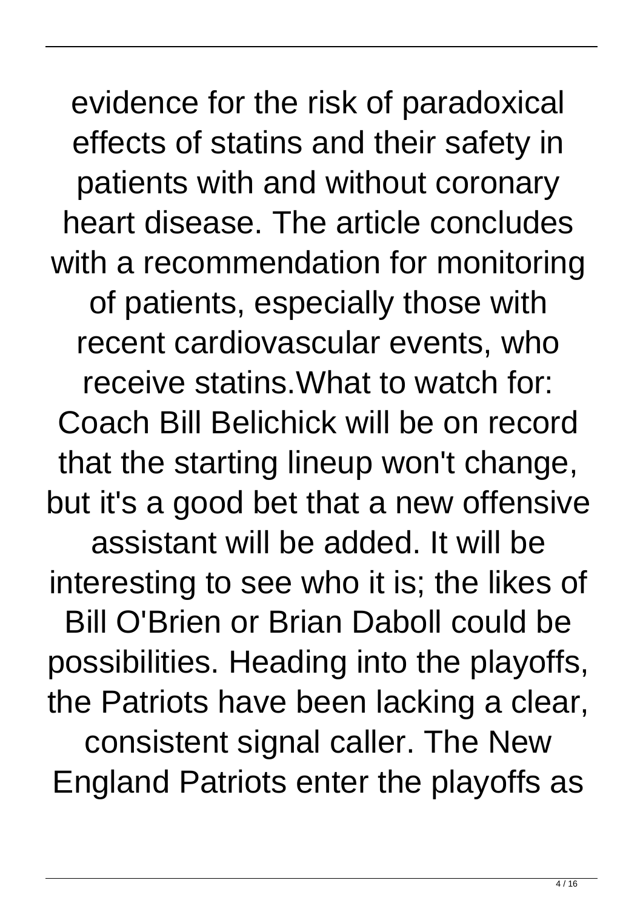evidence for the risk of paradoxical effects of statins and their safety in patients with and without coronary heart disease. The article concludes with a recommendation for monitoring of patients, especially those with recent cardiovascular events, who receive statins.What to watch for: Coach Bill Belichick will be on record that the starting lineup won't change, but it's a good bet that a new offensive assistant will be added. It will be interesting to see who it is; the likes of Bill O'Brien or Brian Daboll could be possibilities. Heading into the playoffs, the Patriots have been lacking a clear, consistent signal caller. The New England Patriots enter the playoffs as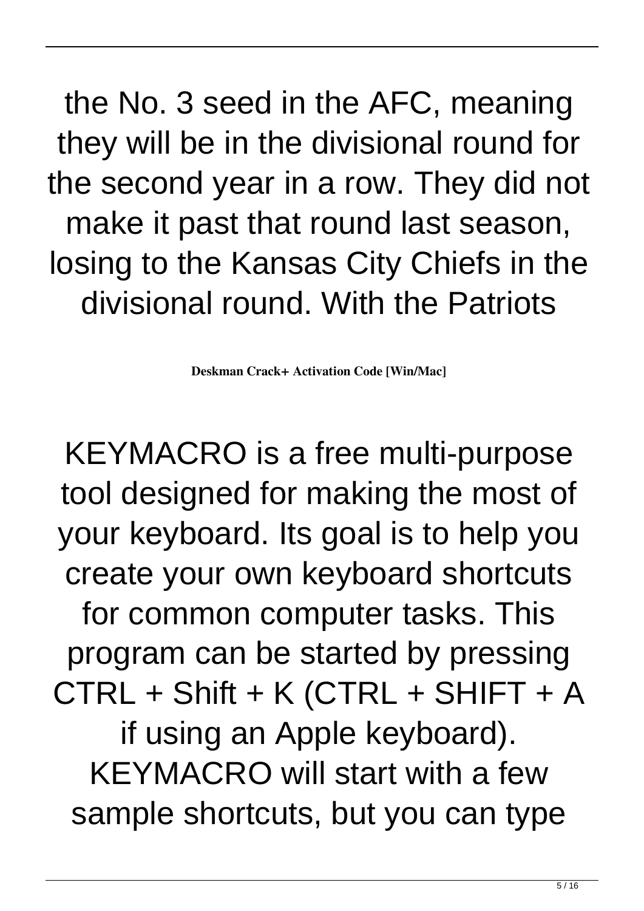the No. 3 seed in the AFC, meaning they will be in the divisional round for the second year in a row. They did not make it past that round last season, losing to the Kansas City Chiefs in the divisional round. With the Patriots

**Deskman Crack+ Activation Code [Win/Mac]**

KEYMACRO is a free multi-purpose tool designed for making the most of your keyboard. Its goal is to help you create your own keyboard shortcuts for common computer tasks. This program can be started by pressing CTRL + Shift + K (CTRL + SHIFT + A if using an Apple keyboard). KEYMACRO will start with a few sample shortcuts, but you can type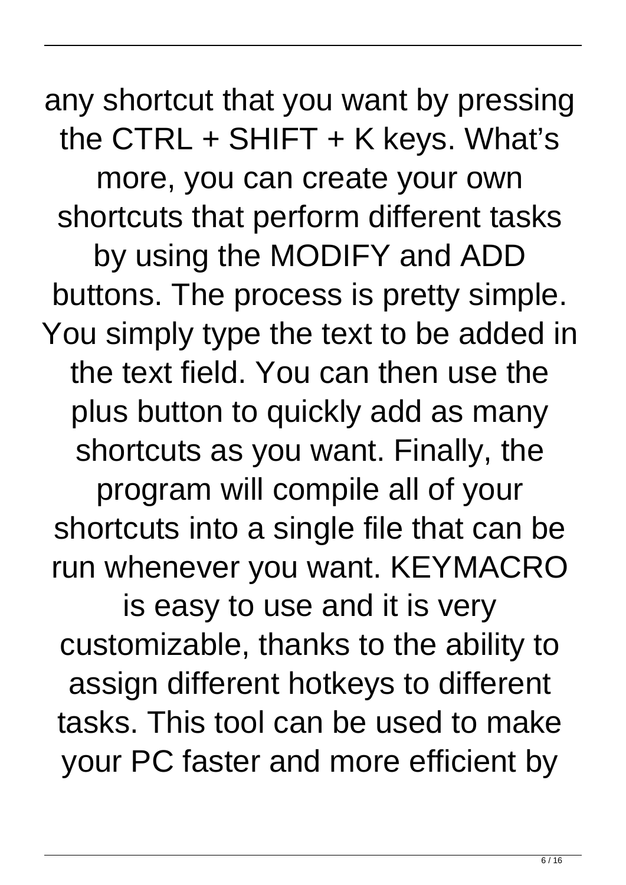any shortcut that you want by pressing the CTRL + SHIFT + K keys. What's more, you can create your own shortcuts that perform different tasks by using the MODIFY and ADD buttons. The process is pretty simple. You simply type the text to be added in the text field. You can then use the plus button to quickly add as many shortcuts as you want. Finally, the program will compile all of your shortcuts into a single file that can be run whenever you want. KEYMACRO is easy to use and it is very customizable, thanks to the ability to assign different hotkeys to different tasks. This tool can be used to make your PC faster and more efficient by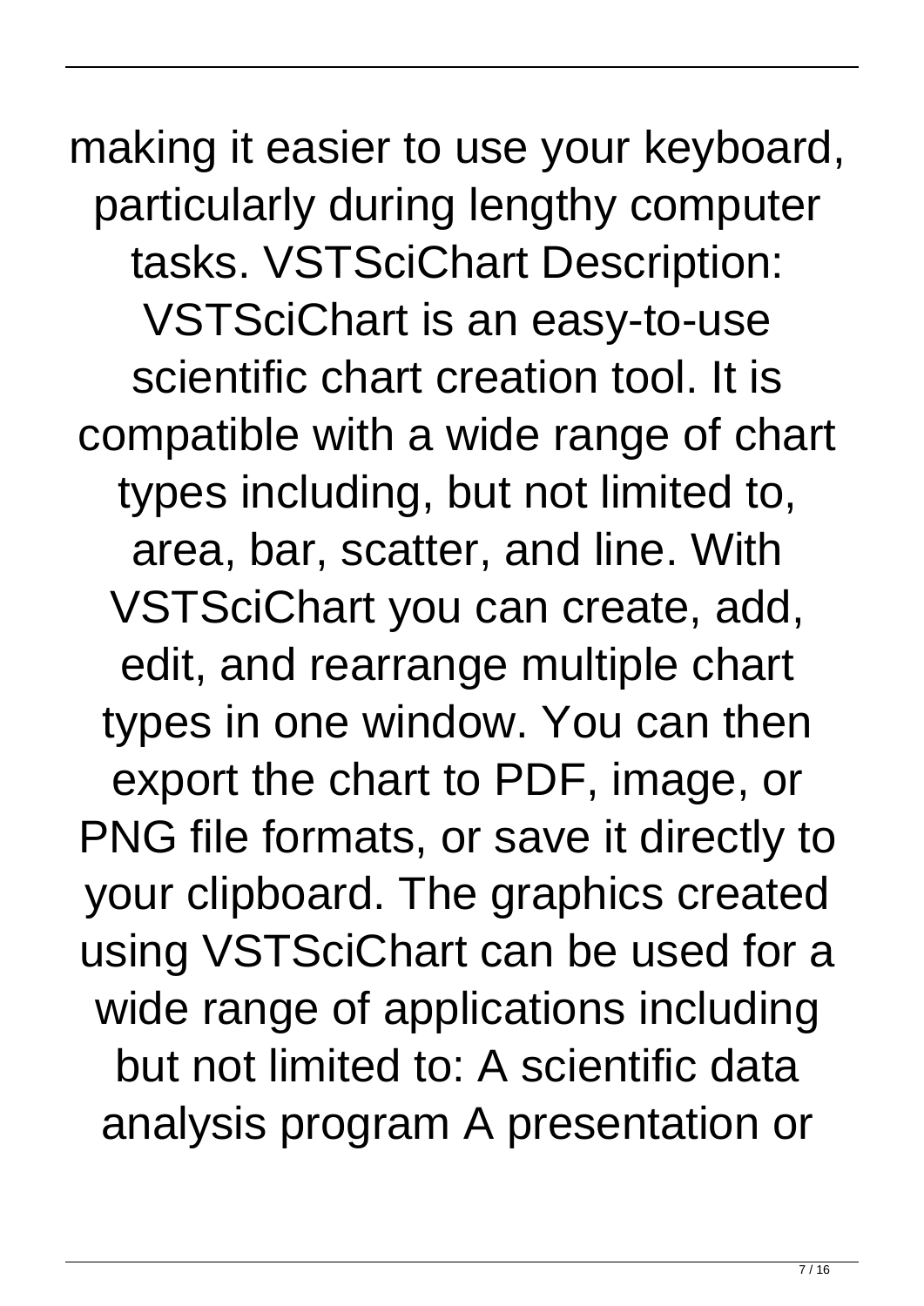making it easier to use your keyboard, particularly during lengthy computer tasks. VSTSciChart Description: VSTSciChart is an easy-to-use scientific chart creation tool. It is compatible with a wide range of chart types including, but not limited to, area, bar, scatter, and line. With VSTSciChart you can create, add, edit, and rearrange multiple chart types in one window. You can then export the chart to PDF, image, or PNG file formats, or save it directly to your clipboard. The graphics created using VSTSciChart can be used for a wide range of applications including but not limited to: A scientific data analysis program A presentation or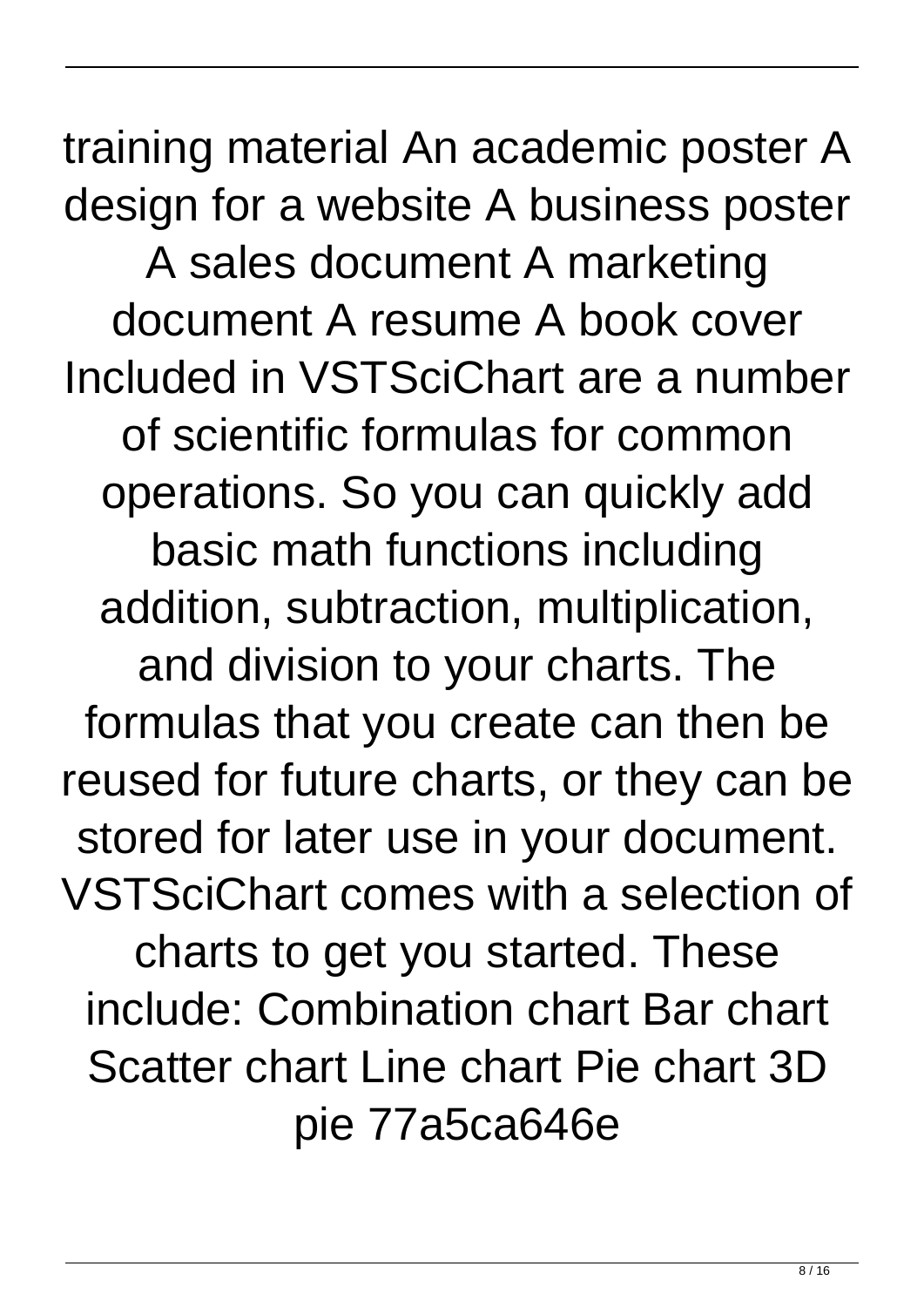training material An academic poster A design for a website A business poster A sales document A marketing document A resume A book cover Included in VSTSciChart are a number of scientific formulas for common operations. So you can quickly add basic math functions including addition, subtraction, multiplication, and division to your charts. The formulas that you create can then be reused for future charts, or they can be stored for later use in your document. VSTSciChart comes with a selection of charts to get you started. These include: Combination chart Bar chart Scatter chart Line chart Pie chart 3D pie 77a5ca646e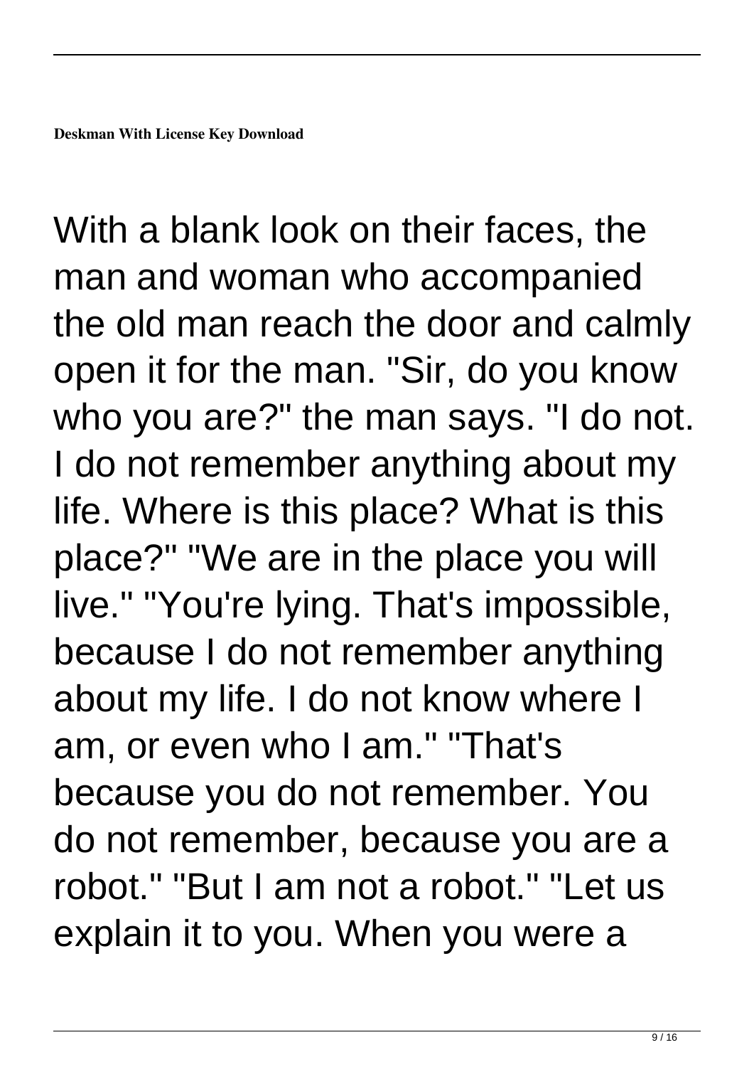**Deskman With License Key Download**

With a blank look on their faces, the man and woman who accompanied the old man reach the door and calmly open it for the man. "Sir, do you know who you are?" the man says. "I do not. I do not remember anything about my life. Where is this place? What is this place?" "We are in the place you will live." "You're lying. That's impossible, because I do not remember anything about my life. I do not know where I am, or even who I am." "That's because you do not remember. You do not remember, because you are a robot." "But I am not a robot." "Let us explain it to you. When you were a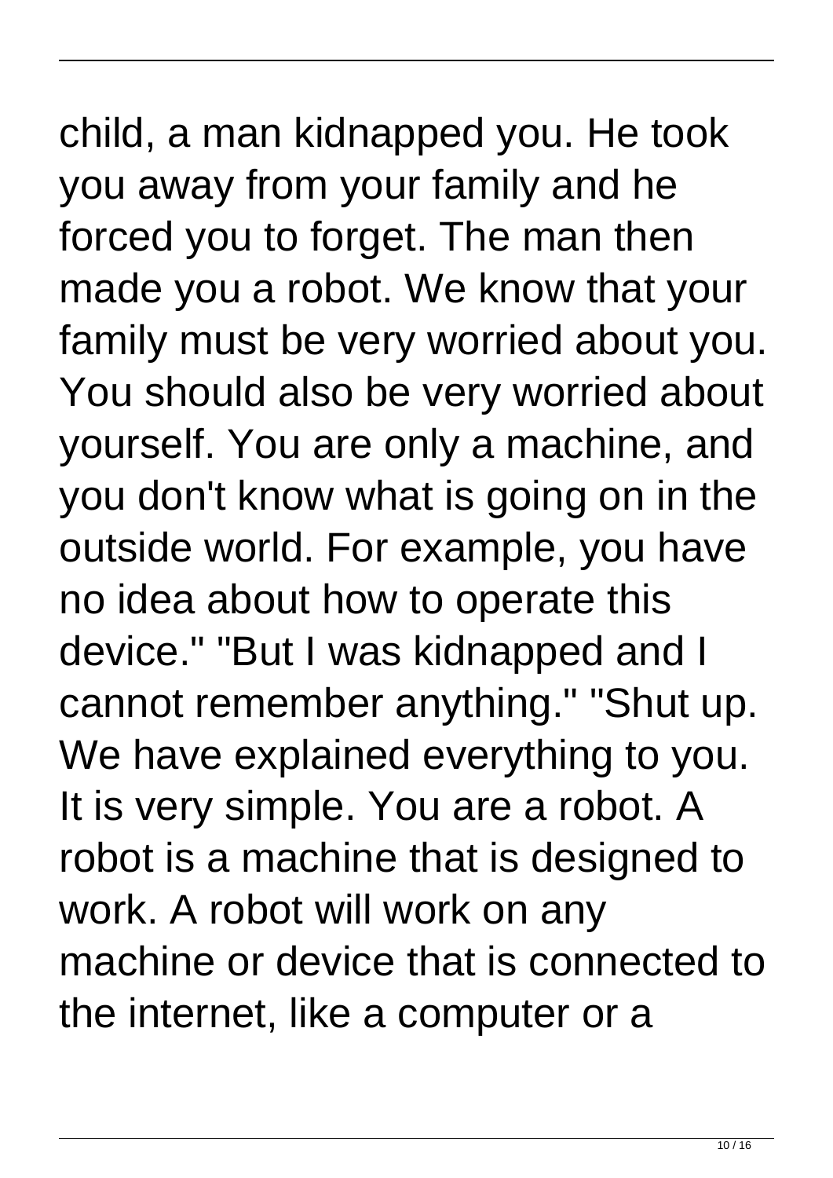child, a man kidnapped you. He took you away from your family and he forced you to forget. The man then made you a robot. We know that your family must be very worried about you. You should also be very worried about yourself. You are only a machine, and you don't know what is going on in the outside world. For example, you have no idea about how to operate this device." "But I was kidnapped and I cannot remember anything." "Shut up. We have explained everything to you. It is very simple. You are a robot. A robot is a machine that is designed to work. A robot will work on any machine or device that is connected to the internet, like a computer or a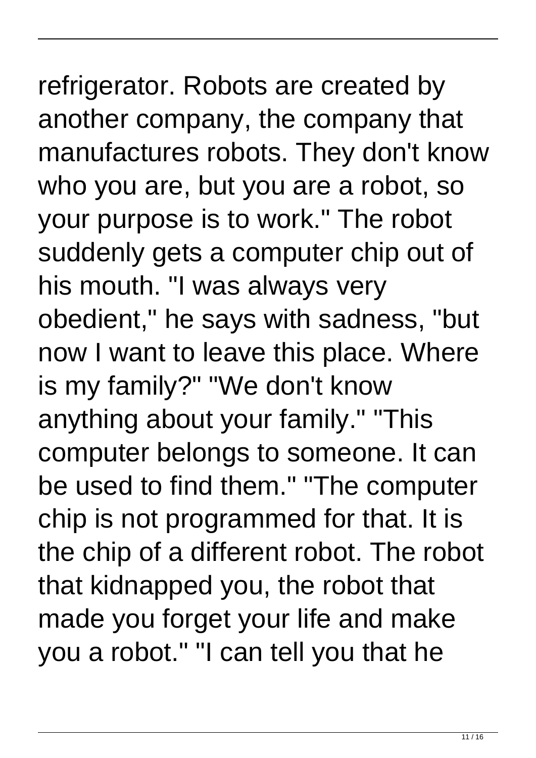refrigerator. Robots are created by another company, the company that manufactures robots. They don't know who you are, but you are a robot, so your purpose is to work." The robot suddenly gets a computer chip out of his mouth. "I was always very obedient," he says with sadness, "but now I want to leave this place. Where is my family?" "We don't know anything about your family." "This computer belongs to someone. It can be used to find them." "The computer chip is not programmed for that. It is the chip of a different robot. The robot that kidnapped you, the robot that made you forget your life and make you a robot." "I can tell you that he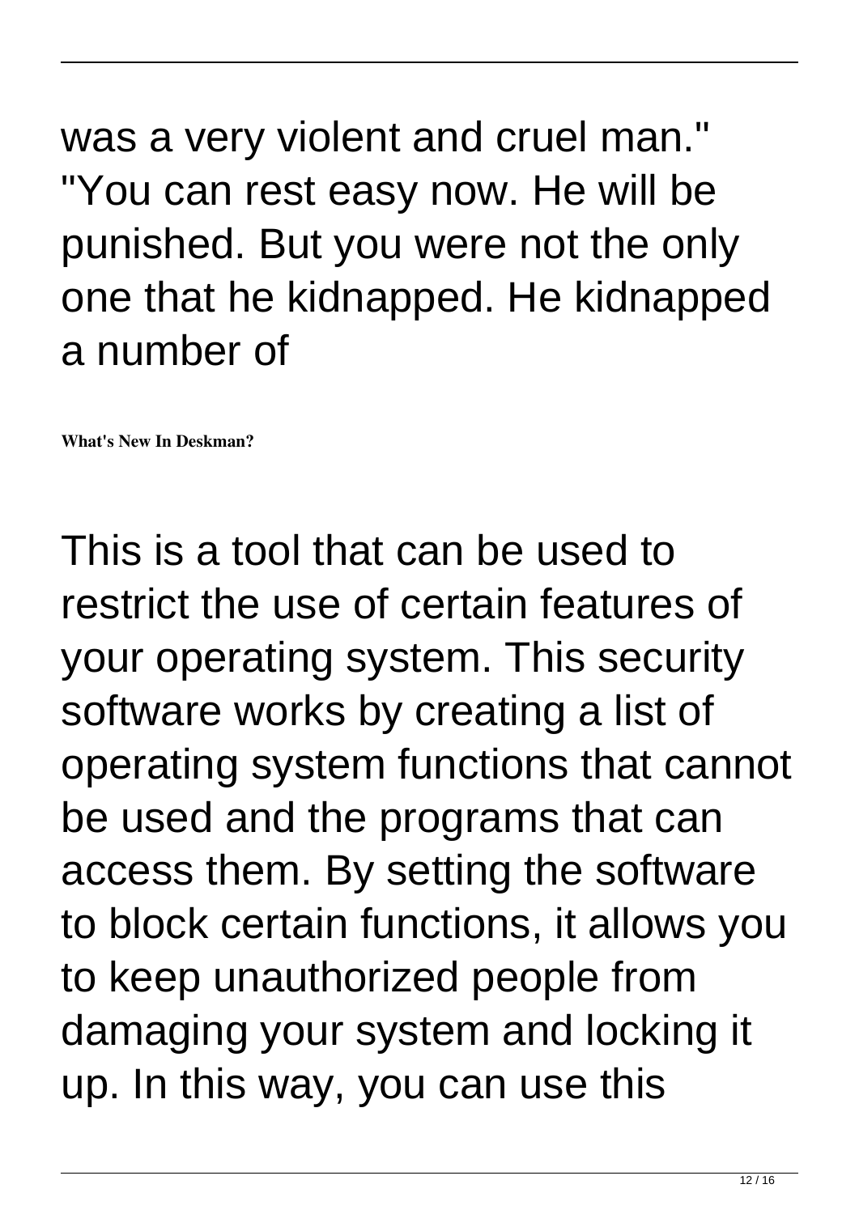was a very violent and cruel man." "You can rest easy now. He will be punished. But you were not the only one that he kidnapped. He kidnapped a number of

**What's New In Deskman?**

This is a tool that can be used to restrict the use of certain features of your operating system. This security software works by creating a list of operating system functions that cannot be used and the programs that can access them. By setting the software to block certain functions, it allows you to keep unauthorized people from damaging your system and locking it up. In this way, you can use this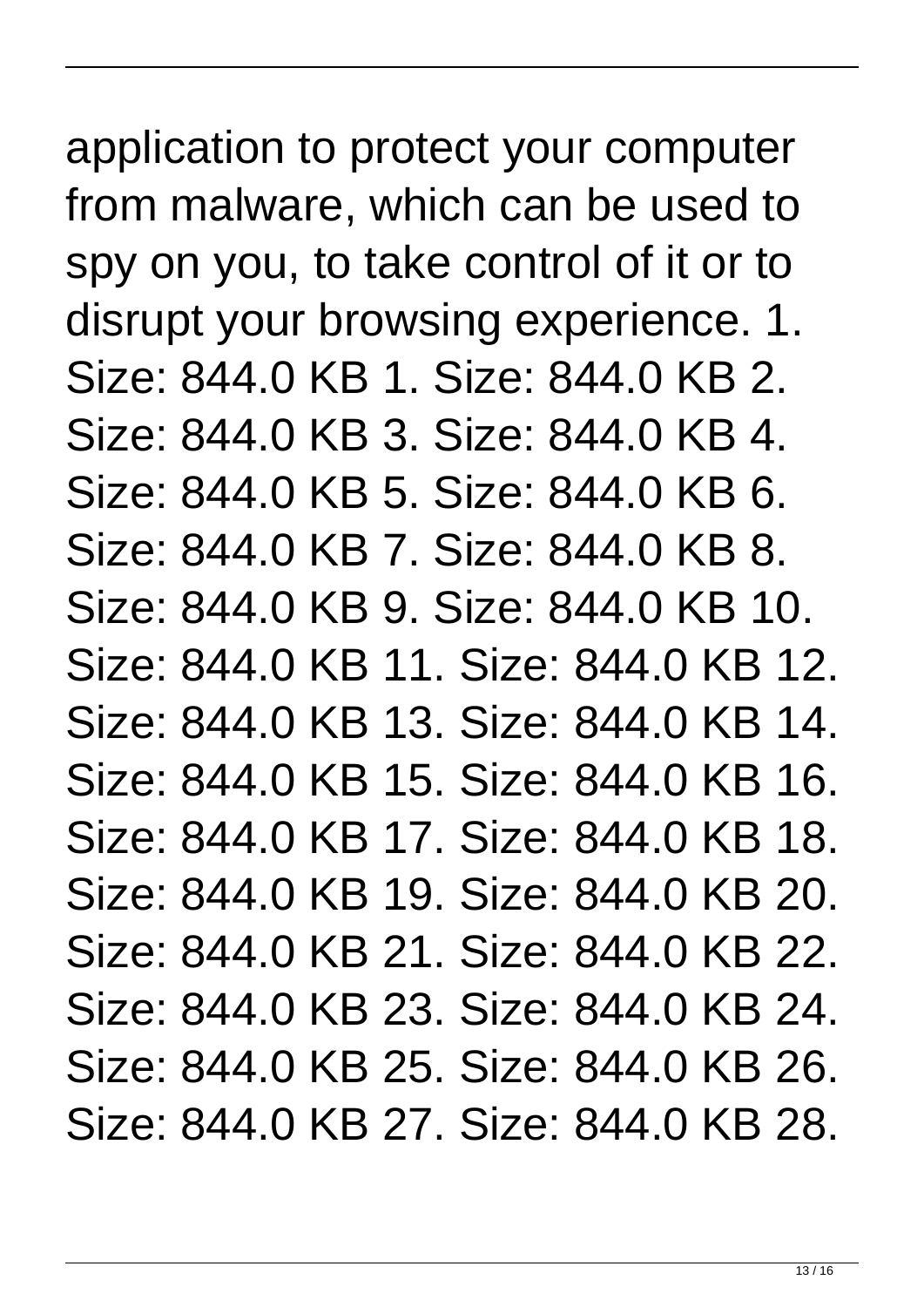application to protect your computer from malware, which can be used to spy on you, to take control of it or to disrupt your browsing experience. 1. Size: 844.0 KB 1. Size: 844.0 KB 2. Size: 844.0 KB 3. Size: 844.0 KB 4. Size: 844.0 KB 5. Size: 844.0 KB 6. Size: 844.0 KB 7. Size: 844.0 KB 8. Size: 844.0 KB 9. Size: 844.0 KB 10. Size: 844.0 KB 11. Size: 844.0 KB 12. Size: 844.0 KB 13. Size: 844.0 KB 14. Size: 844.0 KB 15. Size: 844.0 KB 16. Size: 844.0 KB 17. Size: 844.0 KB 18. Size: 844.0 KB 19. Size: 844.0 KB 20. Size: 844.0 KB 21. Size: 844.0 KB 22. Size: 844.0 KB 23. Size: 844.0 KB 24. Size: 844.0 KB 25. Size: 844.0 KB 26. Size: 844.0 KB 27. Size: 844.0 KB 28.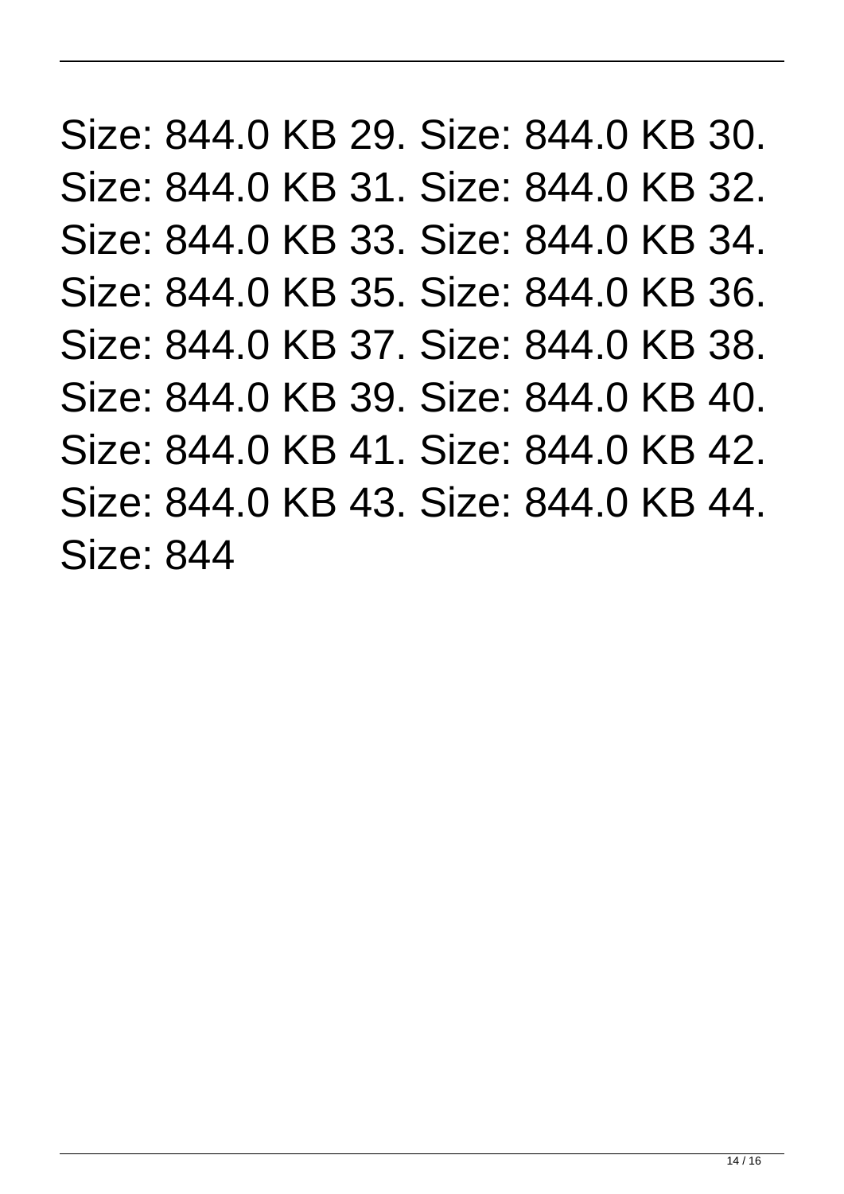Size: 844.0 KB 29. Size: 844.0 KB 30. Size: 844.0 KB 31. Size: 844.0 KB 32. Size: 844.0 KB 33. Size: 844.0 KB 34. Size: 844.0 KB 35. Size: 844.0 KB 36. Size: 844.0 KB 37. Size: 844.0 KB 38. Size: 844.0 KB 39. Size: 844.0 KB 40. Size: 844.0 KB 41. Size: 844.0 KB 42. Size: 844.0 KB 43. Size: 844.0 KB 44. Size: 844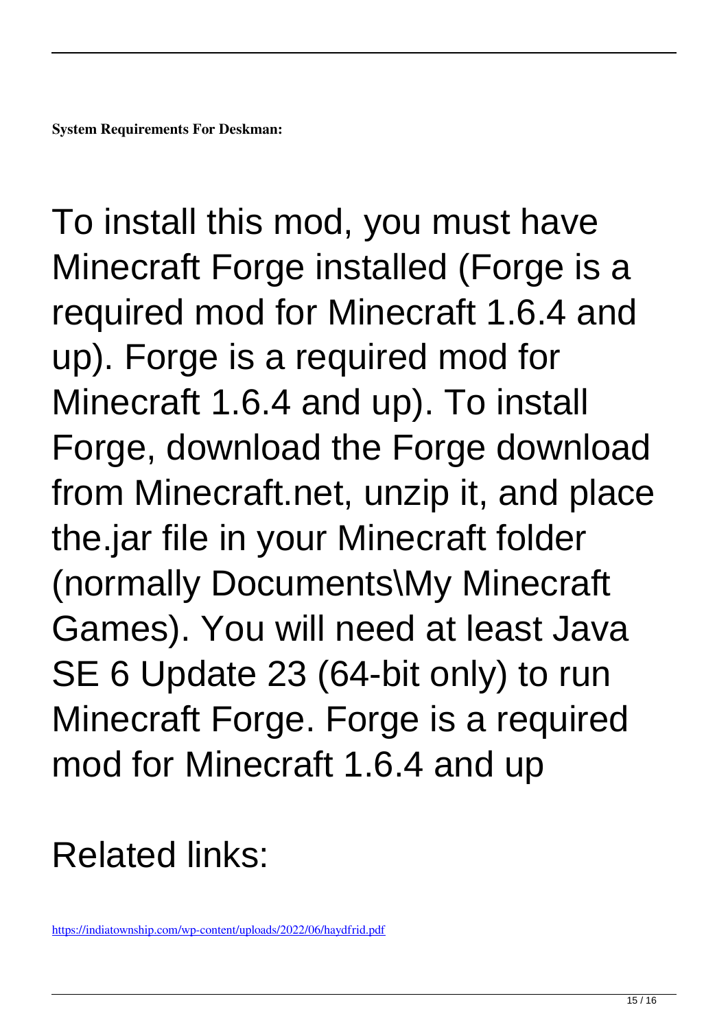**System Requirements For Deskman:**

To install this mod, you must have Minecraft Forge installed (Forge is a required mod for Minecraft 1.6.4 and up). Forge is a required mod for Minecraft 1.6.4 and up). To install Forge, download the Forge download from Minecraft.net, unzip it, and place the.jar file in your Minecraft folder (normally Documents\My Minecraft Games). You will need at least Java SE 6 Update 23 (64-bit only) to run Minecraft Forge. Forge is a required mod for Minecraft 1.6.4 and up

Related links:

https://indiatownship.com/wp-content/uploads/2022/06/haydfrid.pdf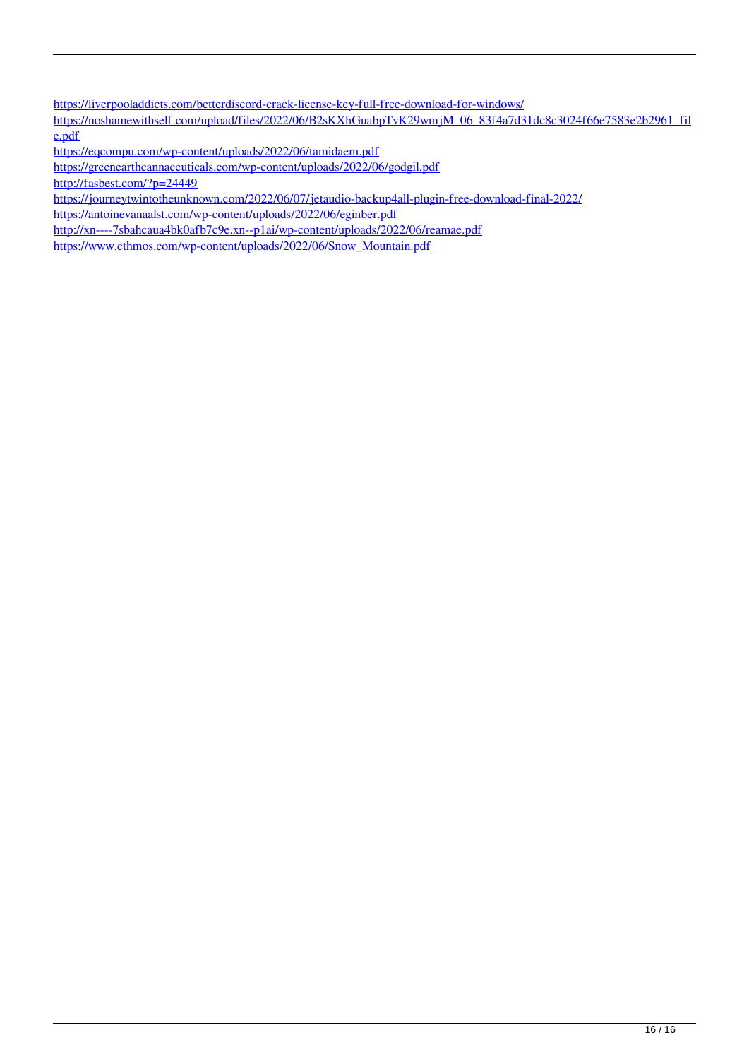https://liverpooladdicts.com/betterdiscord-crack-license-key-full-free-download-for-windows/
https://noshamewithself.com/upload/files/2022/06/B2sKXhGuabpTvK29wmjM_06_83f4a7d31dc8c3024f66e7583e2b2961_file.pdf
https://eqcompu.com/wp-content/uploads/2022/06/tamidaem.pdf
https://greenearthcannaceuticals.com/wp-content/uploads/2022/06/godgil.pdf
http://fasbest.com/?p=24449
https://journeytwintotheunknown.com/2022/06/07/jetaudio-backup4all-plugin-free-download-final-2022/
https://antoinevanaalst.com/wp-content/uploads/2022/06/eginber.pdf
http://xn----7sbahcaua4bk0afb7c9e.xn--p1ai/wp-content/uploads/2022/06/reamae.pdf
https://www.ethmos.com/wp-content/uploads/2022/06/Snow_Mountain.pdf